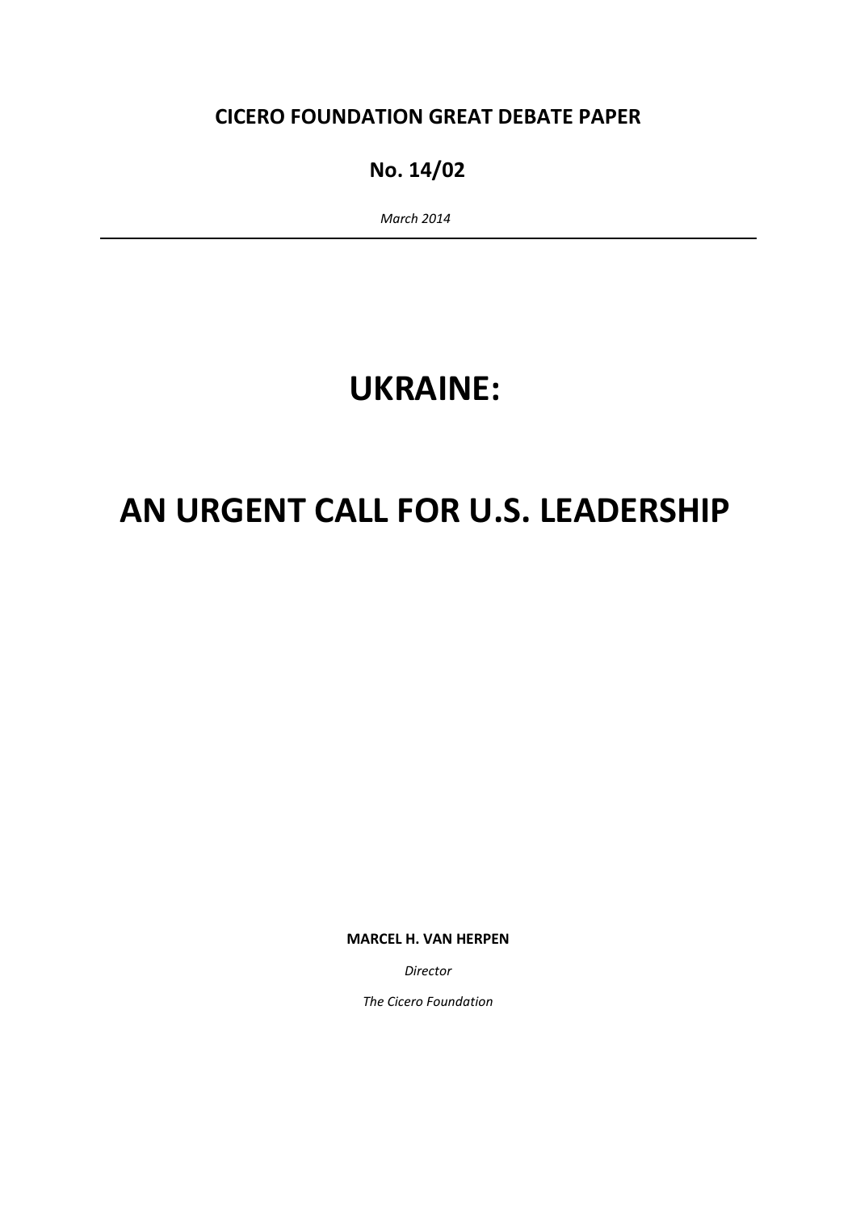**CICERO FOUNDATION GREAT DEBATE PAPER**

**No. 14/02**

*March 2014*

---

# UKRAINE:

# AN URGENT CALL FOR U.S. LEADERSHIP

**MARCEL H. VAN HERPEN**

*Director*

*The Cicero Foundation*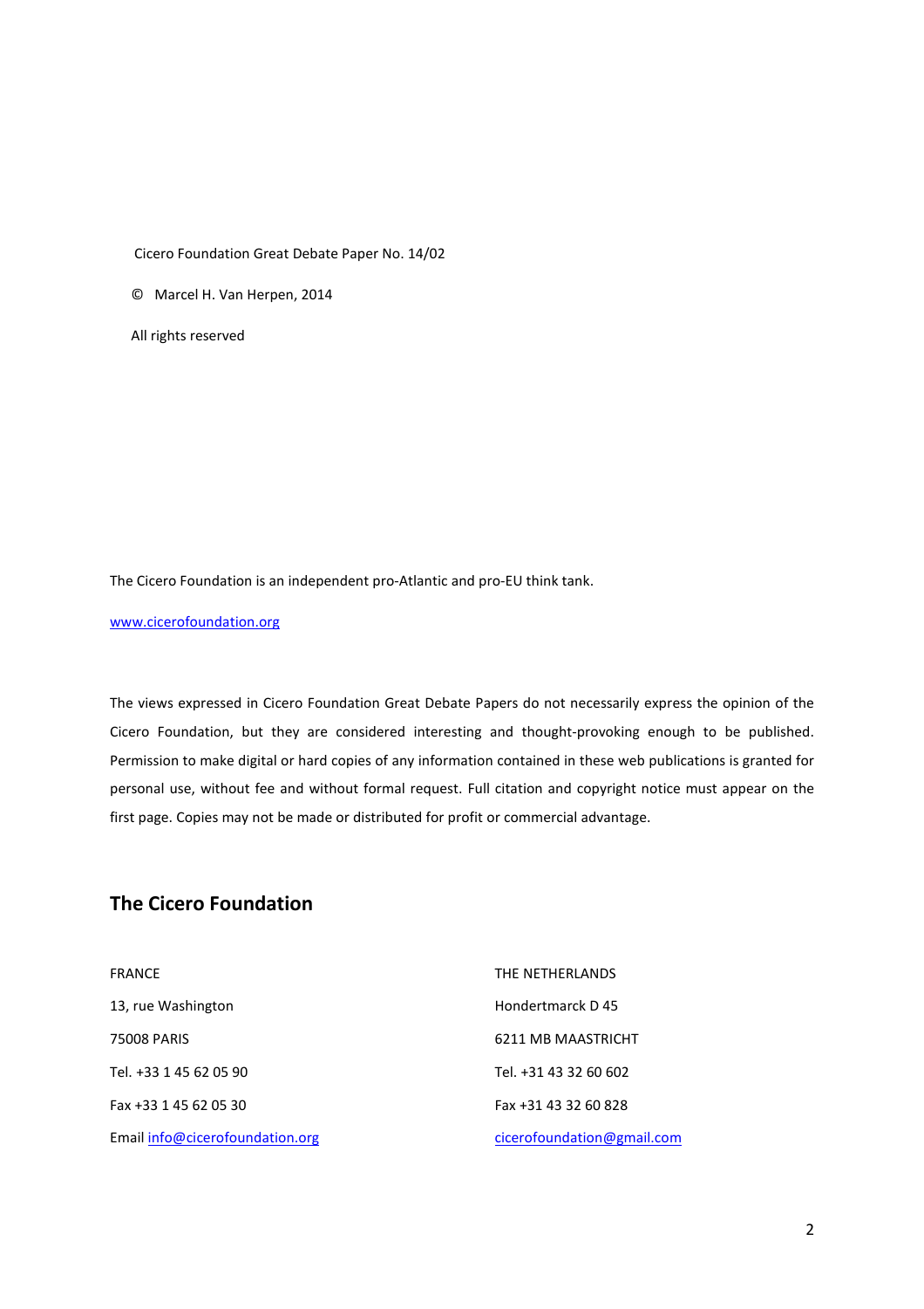Cicero Foundation Great Debate Paper No. 14/02

© Marcel H. Van Herpen, 2014

All rights reserved

The Cicero Foundation is an independent pro-Atlantic and pro-EU think tank.

www.cicerofoundation.org

The views expressed in Cicero Foundation Great Debate Papers do not necessarily express the opinion of the Cicero Foundation, but they are considered interesting and thought-provoking enough to be published. Permission to make digital or hard copies of any information contained in these web publications is granted for personal use, without fee and without formal request. Full citation and copyright notice must appear on the first page. Copies may not be made or distributed for profit or commercial advantage.

## The Cicero Foundation

FRANCE

13, rue Washington

75008 PARIS

Tel. +33 1 45 62 05 90

Fax +33 1 45 62 05 30

Email info@cicerofoundation.org

THE NETHERLANDS

Hondertmarck D 45

6211 MB MAASTRICHT

Tel. +31 43 32 60 602

Fax +31 43 32 60 828

cicerofoundation@gmail.com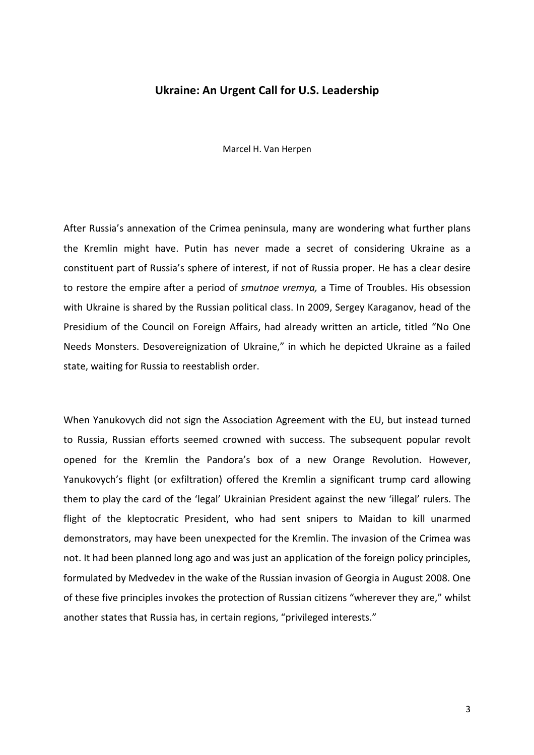## Ukraine: An Urgent Call for U.S. Leadership

Marcel H. Van Herpen

After Russia's annexation of the Crimea peninsula, many are wondering what further plans the Kremlin might have. Putin has never made a secret of considering Ukraine as a constituent part of Russia's sphere of interest, if not of Russia proper. He has a clear desire to restore the empire after a period of *smutnoe vremya,* a Time of Troubles. His obsession with Ukraine is shared by the Russian political class. In 2009, Sergey Karaganov, head of the Presidium of the Council on Foreign Affairs, had already written an article, titled "No One Needs Monsters. Desovereignization of Ukraine," in which he depicted Ukraine as a failed state, waiting for Russia to reestablish order.

When Yanukovych did not sign the Association Agreement with the EU, but instead turned to Russia, Russian efforts seemed crowned with success. The subsequent popular revolt opened for the Kremlin the Pandora's box of a new Orange Revolution. However, Yanukovych's flight (or exfiltration) offered the Kremlin a significant trump card allowing them to play the card of the 'legal' Ukrainian President against the new 'illegal' rulers. The flight of the kleptocratic President, who had sent snipers to Maidan to kill unarmed demonstrators, may have been unexpected for the Kremlin. The invasion of the Crimea was not. It had been planned long ago and was just an application of the foreign policy principles, formulated by Medvedev in the wake of the Russian invasion of Georgia in August 2008. One of these five principles invokes the protection of Russian citizens "wherever they are," whilst another states that Russia has, in certain regions, "privileged interests."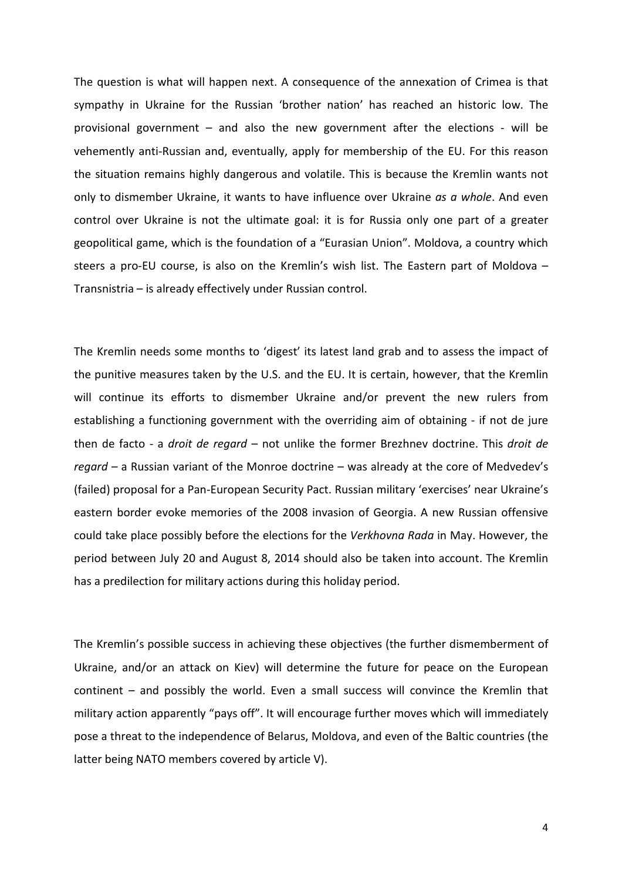The question is what will happen next. A consequence of the annexation of Crimea is that sympathy in Ukraine for the Russian 'brother nation' has reached an historic low. The provisional government – and also the new government after the elections - will be vehemently anti-Russian and, eventually, apply for membership of the EU. For this reason the situation remains highly dangerous and volatile. This is because the Kremlin wants not only to dismember Ukraine, it wants to have influence over Ukraine *as a whole*. And even control over Ukraine is not the ultimate goal: it is for Russia only one part of a greater geopolitical game, which is the foundation of a "Eurasian Union". Moldova, a country which steers a pro-EU course, is also on the Kremlin's wish list. The Eastern part of Moldova – Transnistria – is already effectively under Russian control.

The Kremlin needs some months to 'digest' its latest land grab and to assess the impact of the punitive measures taken by the U.S. and the EU. It is certain, however, that the Kremlin will continue its efforts to dismember Ukraine and/or prevent the new rulers from establishing a functioning government with the overriding aim of obtaining - if not de jure then de facto - a *droit de regard* – not unlike the former Brezhnev doctrine. This *droit de regard* – a Russian variant of the Monroe doctrine – was already at the core of Medvedev's (failed) proposal for a Pan-European Security Pact. Russian military 'exercises' near Ukraine's eastern border evoke memories of the 2008 invasion of Georgia. A new Russian offensive could take place possibly before the elections for the *Verkhovna Rada* in May. However, the period between July 20 and August 8, 2014 should also be taken into account. The Kremlin has a predilection for military actions during this holiday period.

The Kremlin's possible success in achieving these objectives (the further dismemberment of Ukraine, and/or an attack on Kiev) will determine the future for peace on the European continent – and possibly the world. Even a small success will convince the Kremlin that military action apparently "pays off". It will encourage further moves which will immediately pose a threat to the independence of Belarus, Moldova, and even of the Baltic countries (the latter being NATO members covered by article V).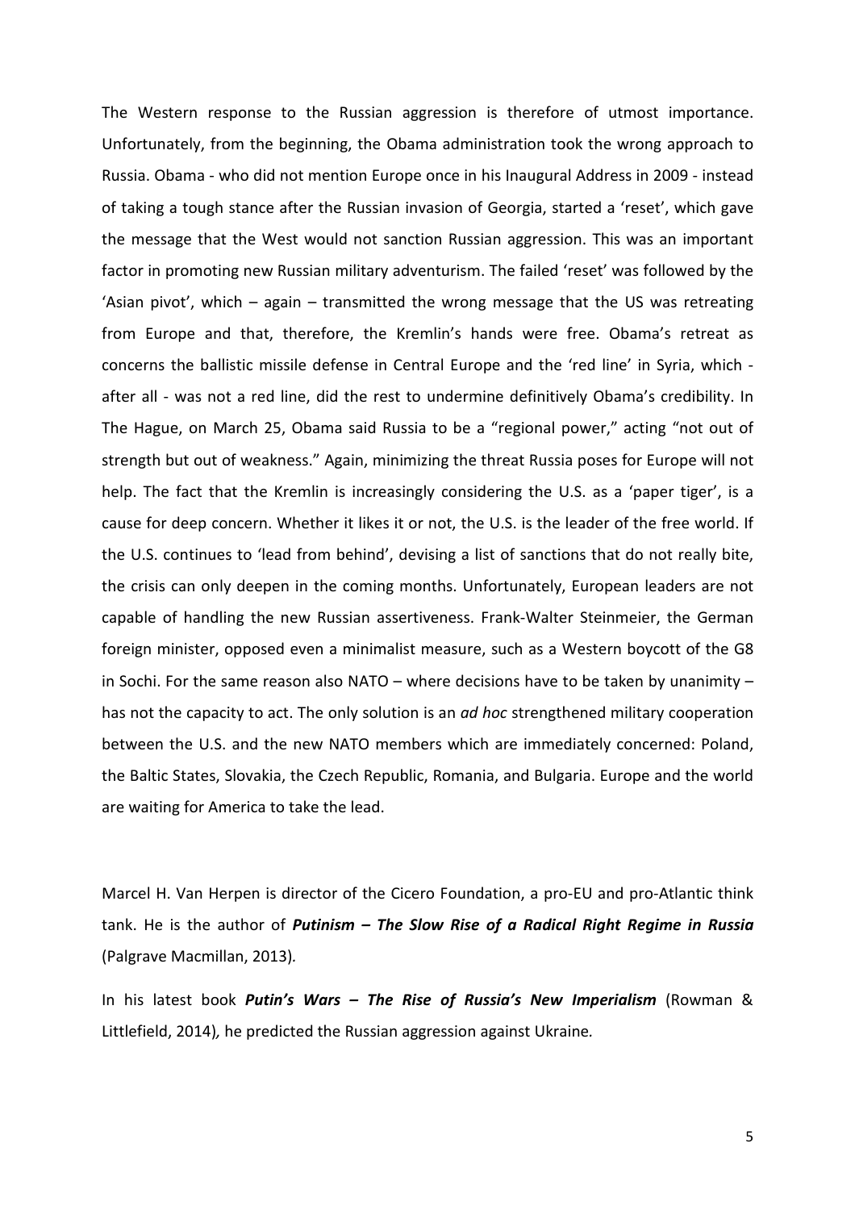The Western response to the Russian aggression is therefore of utmost importance. Unfortunately, from the beginning, the Obama administration took the wrong approach to Russia. Obama - who did not mention Europe once in his Inaugural Address in 2009 - instead of taking a tough stance after the Russian invasion of Georgia, started a 'reset', which gave the message that the West would not sanction Russian aggression. This was an important factor in promoting new Russian military adventurism. The failed 'reset' was followed by the 'Asian pivot', which – again – transmitted the wrong message that the US was retreating from Europe and that, therefore, the Kremlin's hands were free. Obama's retreat as concerns the ballistic missile defense in Central Europe and the 'red line' in Syria, which - after all - was not a red line, did the rest to undermine definitively Obama's credibility. In The Hague, on March 25, Obama said Russia to be a "regional power," acting "not out of strength but out of weakness." Again, minimizing the threat Russia poses for Europe will not help. The fact that the Kremlin is increasingly considering the U.S. as a 'paper tiger', is a cause for deep concern. Whether it likes it or not, the U.S. is the leader of the free world. If the U.S. continues to 'lead from behind', devising a list of sanctions that do not really bite, the crisis can only deepen in the coming months. Unfortunately, European leaders are not capable of handling the new Russian assertiveness. Frank-Walter Steinmeier, the German foreign minister, opposed even a minimalist measure, such as a Western boycott of the G8 in Sochi. For the same reason also NATO – where decisions have to be taken by unanimity – has not the capacity to act. The only solution is an *ad hoc* strengthened military cooperation between the U.S. and the new NATO members which are immediately concerned: Poland, the Baltic States, Slovakia, the Czech Republic, Romania, and Bulgaria. Europe and the world are waiting for America to take the lead.

Marcel H. Van Herpen is director of the Cicero Foundation, a pro-EU and pro-Atlantic think tank. He is the author of ***Putinism – The Slow Rise of a Radical Right Regime in Russia*** (Palgrave Macmillan, 2013).

In his latest book ***Putin's Wars – The Rise of Russia's New Imperialism*** (Rowman & Littlefield, 2014), he predicted the Russian aggression against Ukraine.